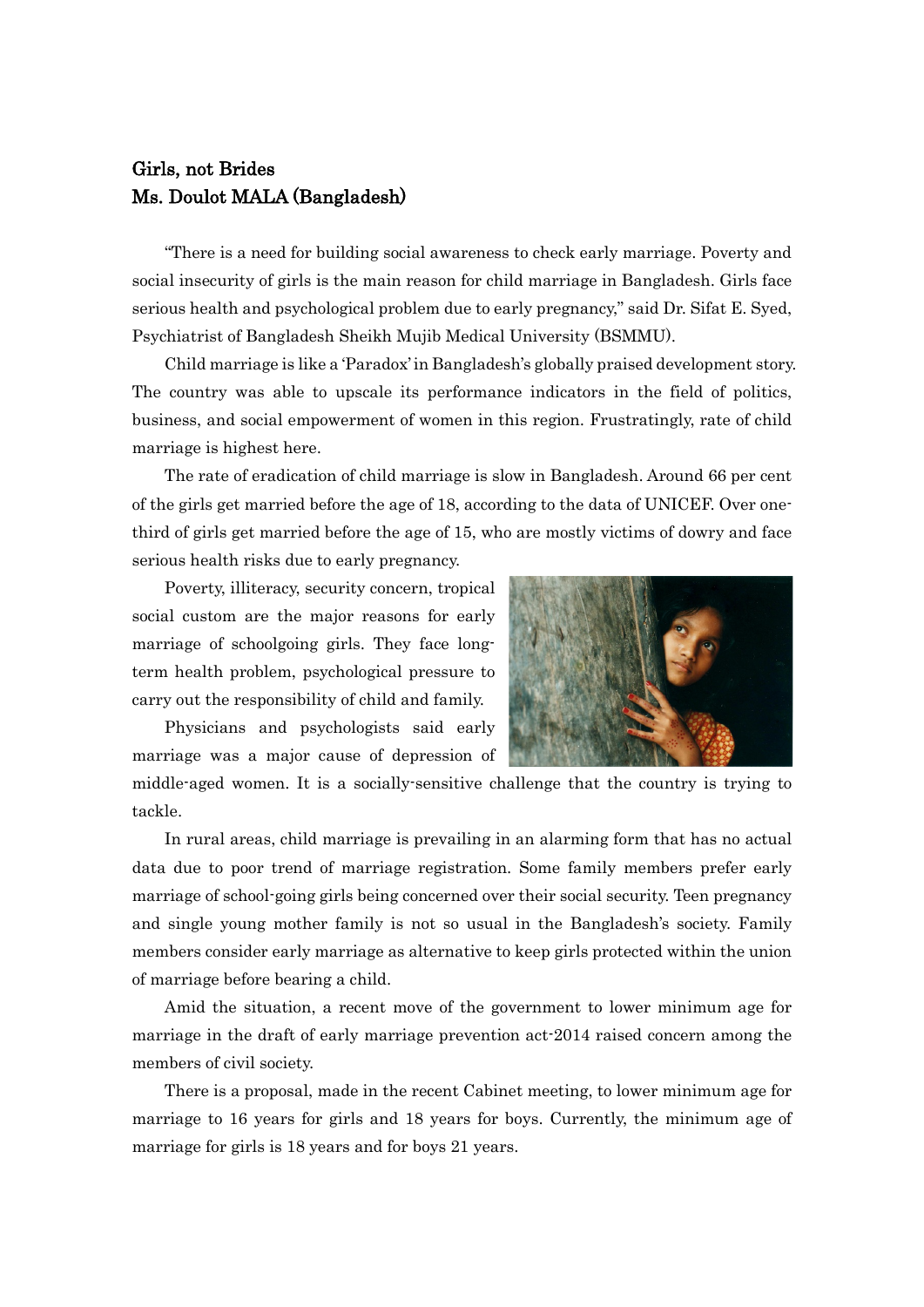## Girls, not Brides
## Ms. Doulot MALA (Bangladesh)

"There is a need for building social awareness to check early marriage. Poverty and social insecurity of girls is the main reason for child marriage in Bangladesh. Girls face serious health and psychological problem due to early pregnancy," said Dr. Sifat E. Syed, Psychiatrist of Bangladesh Sheikh Mujib Medical University (BSMMU).

Child marriage is like a 'Paradox' in Bangladesh's globally praised development story. The country was able to upscale its performance indicators in the field of politics, business, and social empowerment of women in this region. Frustratingly, rate of child marriage is highest here.

The rate of eradication of child marriage is slow in Bangladesh. Around 66 per cent of the girls get married before the age of 18, according to the data of UNICEF. Over one-third of girls get married before the age of 15, who are mostly victims of dowry and face serious health risks due to early pregnancy.

Poverty, illiteracy, security concern, tropical social custom are the major reasons for early marriage of schoolgoing girls. They face long-term health problem, psychological pressure to carry out the responsibility of child and family.

Physicians and psychologists said early marriage was a major cause of depression of middle-aged women. It is a socially-sensitive challenge that the country is trying to tackle.

In rural areas, child marriage is prevailing in an alarming form that has no actual data due to poor trend of marriage registration. Some family members prefer early marriage of school-going girls being concerned over their social security. Teen pregnancy and single young mother family is not so usual in the Bangladesh's society. Family members consider early marriage as alternative to keep girls protected within the union of marriage before bearing a child.

Amid the situation, a recent move of the government to lower minimum age for marriage in the draft of early marriage prevention act-2014 raised concern among the members of civil society.

There is a proposal, made in the recent Cabinet meeting, to lower minimum age for marriage to 16 years for girls and 18 years for boys. Currently, the minimum age of marriage for girls is 18 years and for boys 21 years.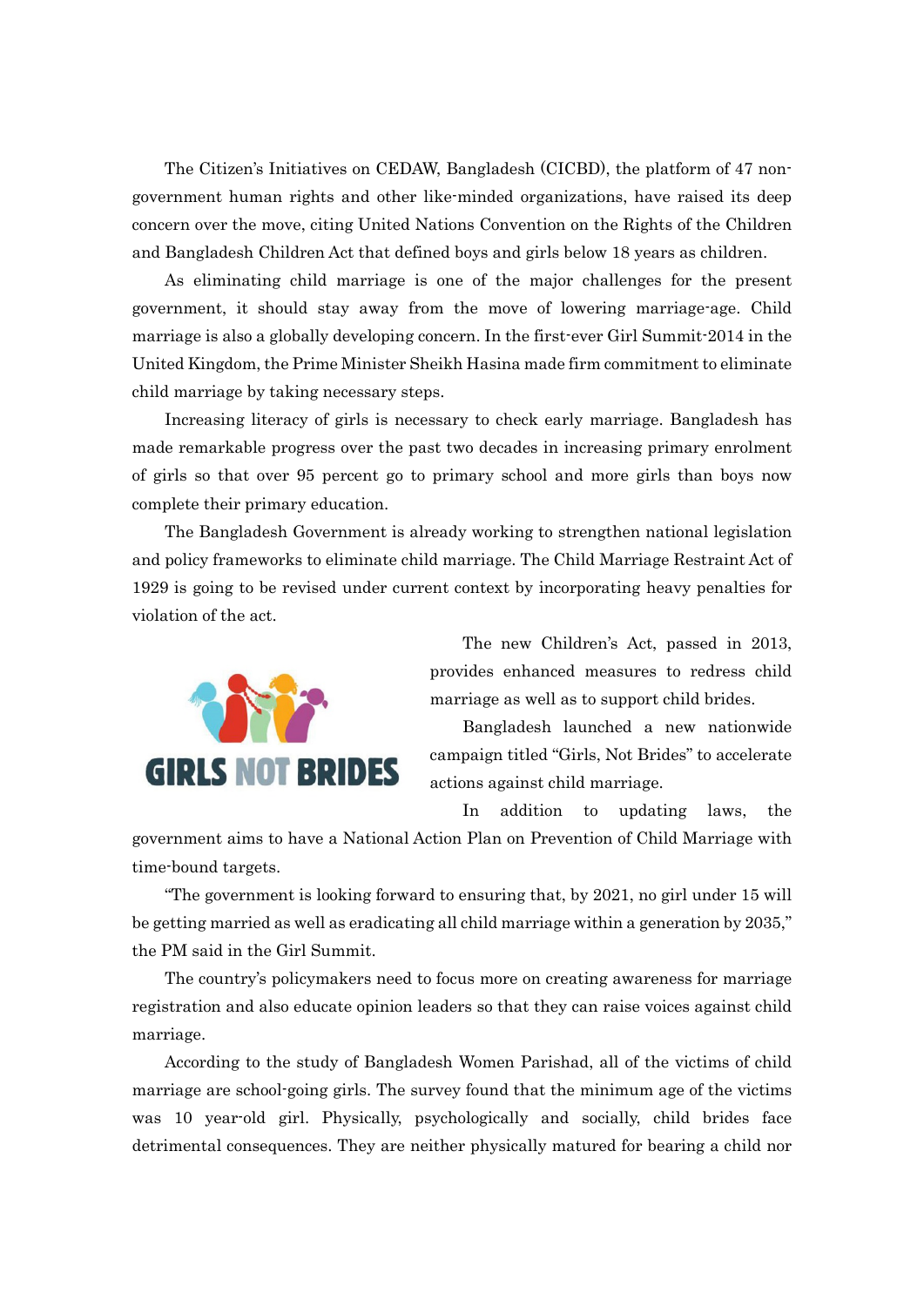The Citizen's Initiatives on CEDAW, Bangladesh (CICBD), the platform of 47 non-government human rights and other like-minded organizations, have raised its deep concern over the move, citing United Nations Convention on the Rights of the Children and Bangladesh Children Act that defined boys and girls below 18 years as children.

As eliminating child marriage is one of the major challenges for the present government, it should stay away from the move of lowering marriage-age. Child marriage is also a globally developing concern. In the first-ever Girl Summit-2014 in the United Kingdom, the Prime Minister Sheikh Hasina made firm commitment to eliminate child marriage by taking necessary steps.

Increasing literacy of girls is necessary to check early marriage. Bangladesh has made remarkable progress over the past two decades in increasing primary enrolment of girls so that over 95 percent go to primary school and more girls than boys now complete their primary education.

The Bangladesh Government is already working to strengthen national legislation and policy frameworks to eliminate child marriage. The Child Marriage Restraint Act of 1929 is going to be revised under current context by incorporating heavy penalties for violation of the act.

The new Children's Act, passed in 2013, provides enhanced measures to redress child marriage as well as to support child brides.

Bangladesh launched a new nationwide campaign titled "Girls, Not Brides" to accelerate actions against child marriage.

In addition to updating laws, the government aims to have a National Action Plan on Prevention of Child Marriage with time-bound targets.

"The government is looking forward to ensuring that, by 2021, no girl under 15 will be getting married as well as eradicating all child marriage within a generation by 2035," the PM said in the Girl Summit.

The country's policymakers need to focus more on creating awareness for marriage registration and also educate opinion leaders so that they can raise voices against child marriage.

According to the study of Bangladesh Women Parishad, all of the victims of child marriage are school-going girls. The survey found that the minimum age of the victims was 10 year-old girl. Physically, psychologically and socially, child brides face detrimental consequences. They are neither physically matured for bearing a child nor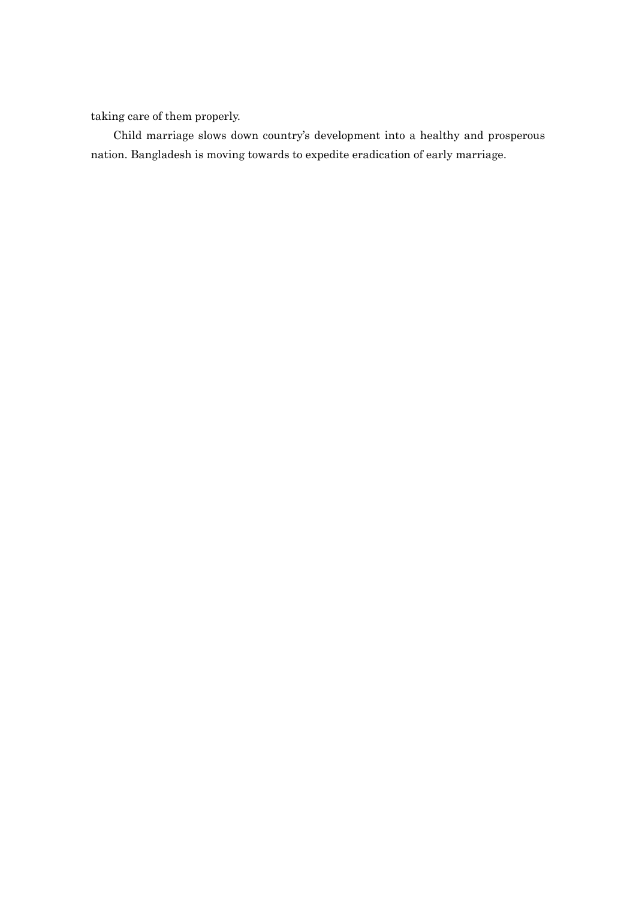taking care of them properly.

Child marriage slows down country's development into a healthy and prosperous nation. Bangladesh is moving towards to expedite eradication of early marriage.